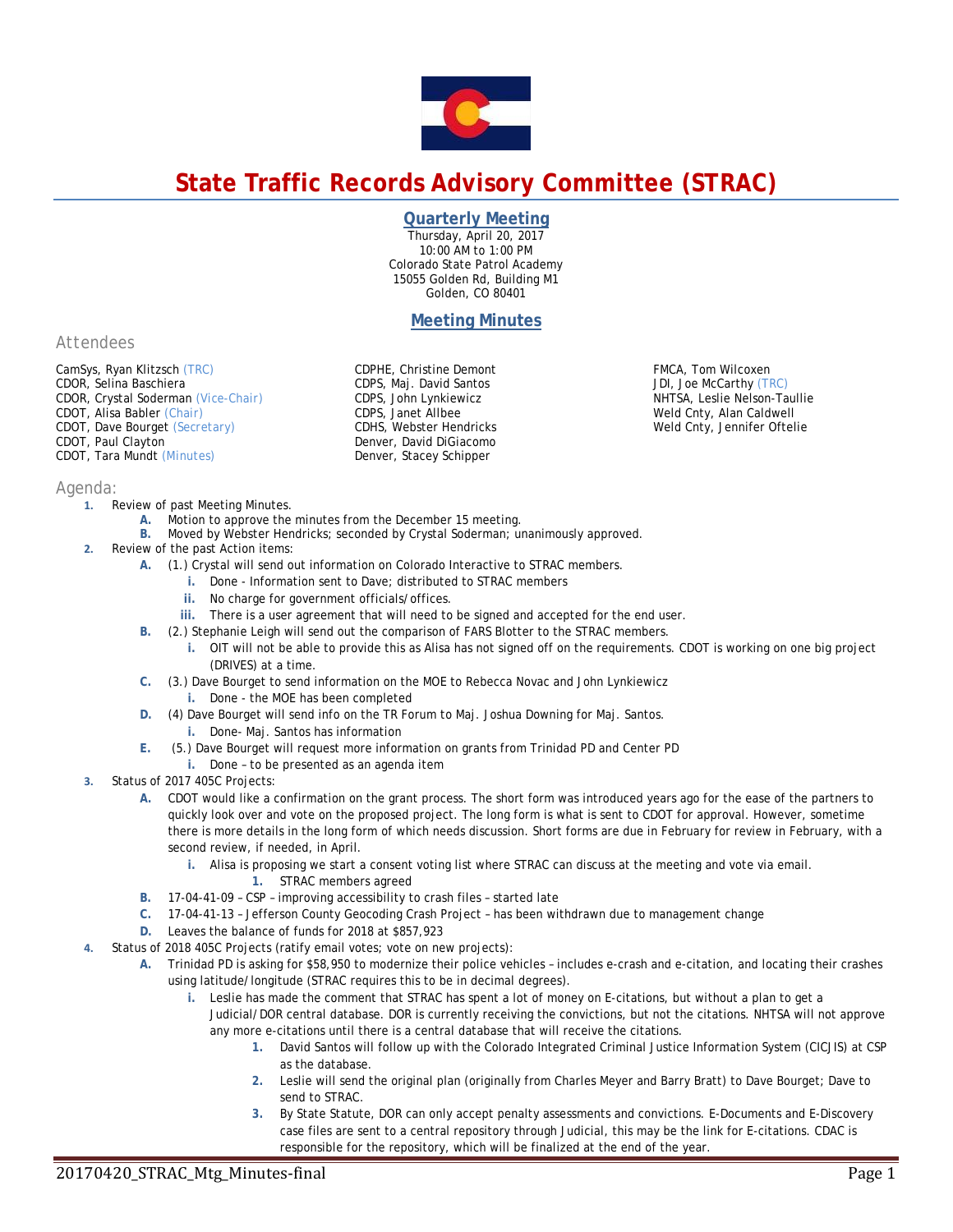# State Traffic Records Advisory Committee (STRAC)

## Quarterly Meeting

Thursday, April 20, 2017
10:00 AM to 1:00 PM
Colorado State Patrol Academy
15055 Golden Rd, Building M1
Golden, CO 80401

## Meeting Minutes

### Attendees

CamSys, Ryan Klitzsch (TRC)
CDOR, Selina Baschiera
CDOR, Crystal Soderman (Vice-Chair)
CDOT, Alisa Babler (Chair)
CDOT, Dave Bourget (Secretary)
CDOT, Paul Clayton
CDOT, Tara Mundt (Minutes)
CDPHE, Christine Demont
CDPS, Maj. David Santos
CDPS, John Lynkiewicz
CDPS, Janet Allbee
CDHS, Webster Hendricks
Denver, David DiGiacomo
Denver, Stacey Schipper
FMCA, Tom Wilcoxen
JDI, Joe McCarthy (TRC)
NHTSA, Leslie Nelson-Taullie
Weld Cnty, Alan Caldwell
Weld Cnty, Jennifer Oftelie

### Agenda:

1. Review of past Meeting Minutes.
   - A. Motion to approve the minutes from the December 15 meeting.
   - B. Moved by Webster Hendricks; seconded by Crystal Soderman; unanimously approved.
2. Review of the past Action items:
   - A. (1.) Crystal will send out information on Colorado Interactive to STRAC members.
     - i. Done - Information sent to Dave; distributed to STRAC members
     - ii. No charge for government officials/offices.
     - iii. There is a user agreement that will need to be signed and accepted for the end user.
   - B. (2.) Stephanie Leigh will send out the comparison of FARS Blotter to the STRAC members.
     - i. OIT will not be able to provide this as Alisa has not signed off on the requirements. CDOT is working on one big project (DRIVES) at a time.
   - C. (3.) Dave Bourget to send information on the MOE to Rebecca Novac and John Lynkiewicz
     - i. Done - the MOE has been completed
   - D. (4) Dave Bourget will send info on the TR Forum to Maj. Joshua Downing for Maj. Santos.
     - i. Done- Maj. Santos has information
   - E. (5.) Dave Bourget will request more information on grants from Trinidad PD and Center PD
     - i. Done – to be presented as an agenda item
3. Status of 2017 405C Projects:
   - A. CDOT would like a confirmation on the grant process. The short form was introduced years ago for the ease of the partners to quickly look over and vote on the proposed project. The long form is what is sent to CDOT for approval. However, sometime there is more details in the long form of which needs discussion. Short forms are due in February for review in February, with a second review, if needed, in April.
     - i. Alisa is proposing we start a consent voting list where STRAC can discuss at the meeting and vote via email.
       1. STRAC members agreed
   - B. 17-04-41-09 – CSP – improving accessibility to crash files – started late
   - C. 17-04-41-13 – Jefferson County Geocoding Crash Project – has been withdrawn due to management change
   - D. Leaves the balance of funds for 2018 at $857,923
4. Status of 2018 405C Projects (ratify email votes; vote on new projects):
   - A. Trinidad PD is asking for $58,950 to modernize their police vehicles – includes e-crash and e-citation, and locating their crashes using latitude/longitude (STRAC requires this to be in decimal degrees).
     - i. Leslie has made the comment that STRAC has spent a lot of money on E-citations, but without a plan to get a Judicial/DOR central database. DOR is currently receiving the convictions, but not the citations. NHTSA will not approve any more e-citations until there is a central database that will receive the citations.
       1. David Santos will follow up with the Colorado Integrated Criminal Justice Information System (CICJIS) at CSP as the database.
       2. Leslie will send the original plan (originally from Charles Meyer and Barry Bratt) to Dave Bourget; Dave to send to STRAC.
       3. By State Statute, DOR can only accept penalty assessments and convictions. E-Documents and E-Discovery case files are sent to a central repository through Judicial, this may be the link for E-citations. CDAC is responsible for the repository, which will be finalized at the end of the year.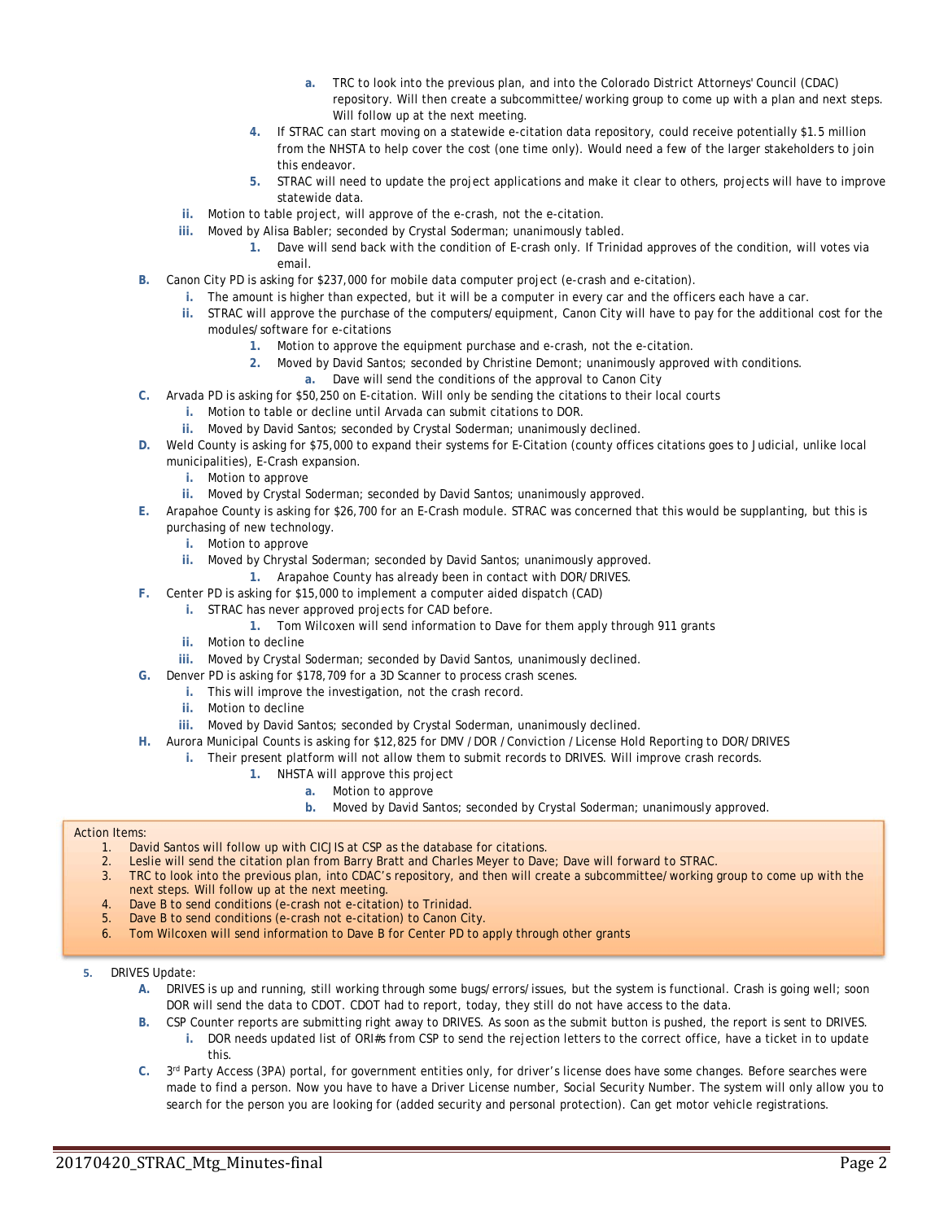a. TRC to look into the previous plan, and into the Colorado District Attorneys' Council (CDAC) repository. Will then create a subcommittee/working group to come up with a plan and next steps. Will follow up at the next meeting.
        4. If STRAC can start moving on a statewide e-citation data repository, could receive potentially $1.5 million from the NHSTA to help cover the cost (one time only). Would need a few of the larger stakeholders to join this endeavor.
        5. STRAC will need to update the project applications and make it clear to others, projects will have to improve statewide data.
    ii. Motion to table project, will approve of the e-crash, not the e-citation.
    iii. Moved by Alisa Babler; seconded by Crystal Soderman; unanimously tabled.
        1. Dave will send back with the condition of E-crash only. If Trinidad approves of the condition, will votes via email.

B. Canon City PD is asking for $237,000 for mobile data computer project (e-crash and e-citation).
    i. The amount is higher than expected, but it will be a computer in every car and the officers each have a car.
    ii. STRAC will approve the purchase of the computers/equipment, Canon City will have to pay for the additional cost for the modules/software for e-citations
        1. Motion to approve the equipment purchase and e-crash, not the e-citation.
        2. Moved by David Santos; seconded by Christine Demont; unanimously approved with conditions.
            a. Dave will send the conditions of the approval to Canon City

C. Arvada PD is asking for $50,250 on E-citation. Will only be sending the citations to their local courts
    i. Motion to table or decline until Arvada can submit citations to DOR.
    ii. Moved by David Santos; seconded by Crystal Soderman; unanimously declined.

D. Weld County is asking for $75,000 to expand their systems for E-Citation (county offices citations goes to Judicial, unlike local municipalities), E-Crash expansion.
    i. Motion to approve
    ii. Moved by Crystal Soderman; seconded by David Santos; unanimously approved.

E. Arapahoe County is asking for $26,700 for an E-Crash module. STRAC was concerned that this would be supplanting, but this is purchasing of new technology.
    i. Motion to approve
    ii. Moved by Chrystal Soderman; seconded by David Santos; unanimously approved.
        1. Arapahoe County has already been in contact with DOR/DRIVES.

F. Center PD is asking for $15,000 to implement a computer aided dispatch (CAD)
    i. STRAC has never approved projects for CAD before.
        1. Tom Wilcoxen will send information to Dave for them apply through 911 grants
    ii. Motion to decline
    iii. Moved by Crystal Soderman; seconded by David Santos, unanimously declined.

G. Denver PD is asking for $178,709 for a 3D Scanner to process crash scenes.
    i. This will improve the investigation, not the crash record.
    ii. Motion to decline
    iii. Moved by David Santos; seconded by Crystal Soderman, unanimously declined.

H. Aurora Municipal Counts is asking for $12,825 for DMV /DOR /Conviction /License Hold Reporting to DOR/DRIVES
    i. Their present platform will not allow them to submit records to DRIVES. Will improve crash records.
        1. NHSTA will approve this project
            a. Motion to approve
            b. Moved by David Santos; seconded by Crystal Soderman; unanimously approved.

Action Items:
1. David Santos will follow up with CICJIS at CSP as the database for citations.
2. Leslie will send the citation plan from Barry Bratt and Charles Meyer to Dave; Dave will forward to STRAC.
3. TRC to look into the previous plan, into CDAC's repository, and then will create a subcommittee/working group to come up with the next steps. Will follow up at the next meeting.
4. Dave B to send conditions (e-crash not e-citation) to Trinidad.
5. Dave B to send conditions (e-crash not e-citation) to Canon City.
6. Tom Wilcoxen will send information to Dave B for Center PD to apply through other grants

5. DRIVES Update:
    A. DRIVES is up and running, still working through some bugs/errors/issues, but the system is functional. Crash is going well; soon DOR will send the data to CDOT. CDOT had to report, today, they still do not have access to the data.
    B. CSP Counter reports are submitting right away to DRIVES. As soon as the submit button is pushed, the report is sent to DRIVES.
        i. DOR needs updated list of ORI#s from CSP to send the rejection letters to the correct office, have a ticket in to update this.
    C. 3rd Party Access (3PA) portal, for government entities only, for driver's license does have some changes. Before searches were made to find a person. Now you have to have a Driver License number, Social Security Number. The system will only allow you to search for the person you are looking for (added security and personal protection). Can get motor vehicle registrations.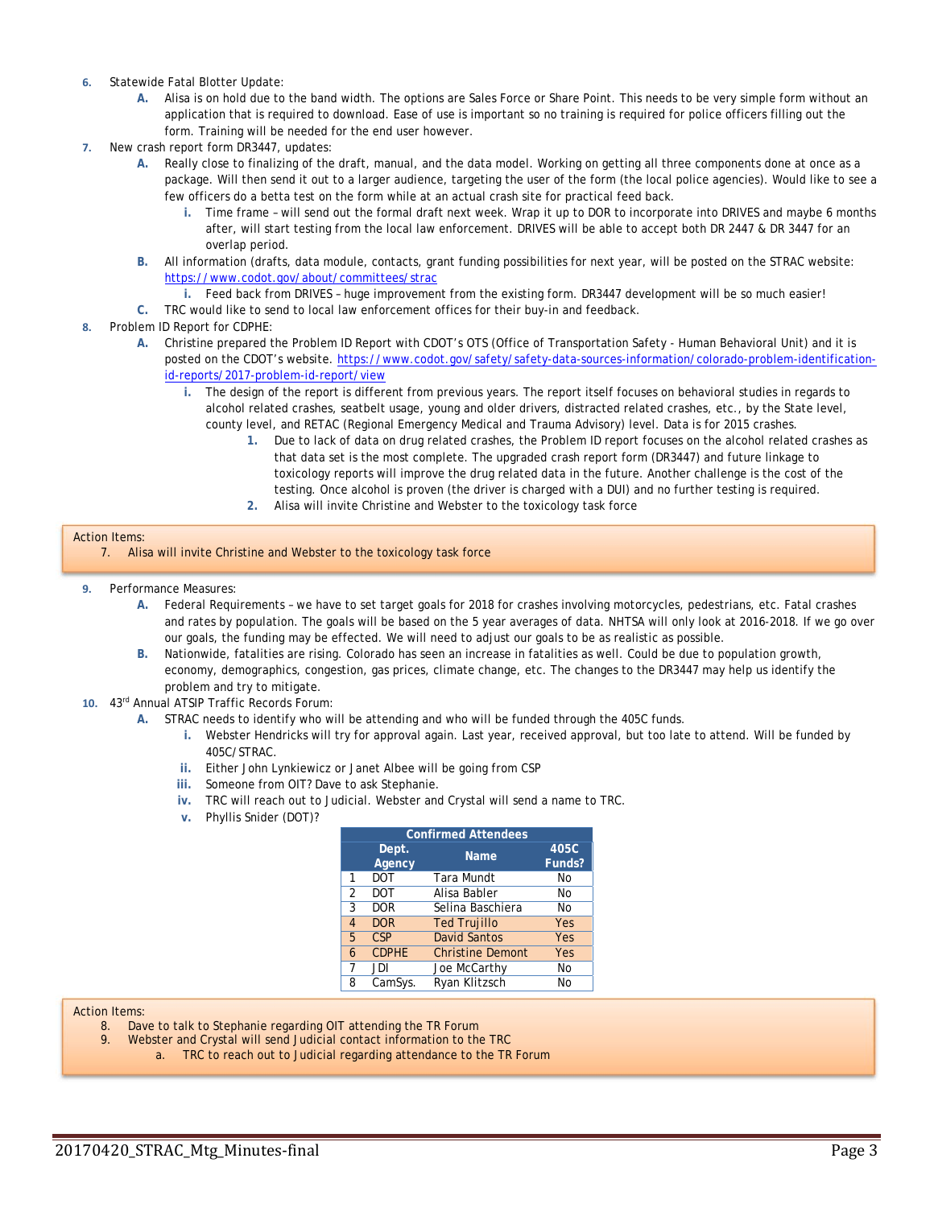6. Statewide Fatal Blotter Update:
    - A. Alisa is on hold due to the band width. The options are Sales Force or Share Point. This needs to be very simple form without an application that is required to download. Ease of use is important so no training is required for police officers filling out the form. Training will be needed for the end user however.
7. New crash report form DR3447, updates:
    - A. Really close to finalizing of the draft, manual, and the data model. Working on getting all three components done at once as a package. Will then send it out to a larger audience, targeting the user of the form (the local police agencies). Would like to see a few officers do a betta test on the form while at an actual crash site for practical feed back.
        - i. Time frame – will send out the formal draft next week. Wrap it up to DOR to incorporate into DRIVES and maybe 6 months after, will start testing from the local law enforcement. DRIVES will be able to accept both DR 2447 & DR 3447 for an overlap period.
    - B. All information (drafts, data module, contacts, grant funding possibilities for next year, will be posted on the STRAC website: https://www.codot.gov/about/committees/strac
        - i. Feed back from DRIVES – huge improvement from the existing form. DR3447 development will be so much easier!
    - C. TRC would like to send to local law enforcement offices for their buy-in and feedback.
8. Problem ID Report for CDPHE:
    - A. Christine prepared the Problem ID Report with CDOT's OTS (Office of Transportation Safety - Human Behavioral Unit) and it is posted on the CDOT's website. https://www.codot.gov/safety/safety-data-sources-information/colorado-problem-identification-id-reports/2017-problem-id-report/view
        - i. The design of the report is different from previous years. The report itself focuses on behavioral studies in regards to alcohol related crashes, seatbelt usage, young and older drivers, distracted related crashes, etc., by the State level, county level, and RETAC (Regional Emergency Medical and Trauma Advisory) level. Data is for 2015 crashes.
            1. Due to lack of data on drug related crashes, the Problem ID report focuses on the alcohol related crashes as that data set is the most complete. The upgraded crash report form (DR3447) and future linkage to toxicology reports will improve the drug related data in the future. Another challenge is the cost of the testing. Once alcohol is proven (the driver is charged with a DUI) and no further testing is required.
            2. Alisa will invite Christine and Webster to the toxicology task force

Action Items:
7. Alisa will invite Christine and Webster to the toxicology task force

9. Performance Measures:
    - A. Federal Requirements – we have to set target goals for 2018 for crashes involving motorcycles, pedestrians, etc. Fatal crashes and rates by population. The goals will be based on the 5 year averages of data. NHTSA will only look at 2016-2018. If we go over our goals, the funding may be effected. We will need to adjust our goals to be as realistic as possible.
    - B. Nationwide, fatalities are rising. Colorado has seen an increase in fatalities as well. Could be due to population growth, economy, demographics, congestion, gas prices, climate change, etc. The changes to the DR3447 may help us identify the problem and try to mitigate.
10. 43rd Annual ATSIP Traffic Records Forum:
    - A. STRAC needs to identify who will be attending and who will be funded through the 405C funds.
        - i. Webster Hendricks will try for approval again. Last year, received approval, but too late to attend. Will be funded by 405C/STRAC.
        - ii. Either John Lynkiewicz or Janet Albee will be going from CSP
        - iii. Someone from OIT? Dave to ask Stephanie.
        - iv. TRC will reach out to Judicial. Webster and Crystal will send a name to TRC.
        - v. Phyllis Snider (DOT)?

| Confirmed Attendees | | | |
|---|---|---|---|
| | Dept. Agency | Name | 405C Funds? |
| 1 | DOT | Tara Mundt | No |
| 2 | DOT | Alisa Babler | No |
| 3 | DOR | Selina Baschiera | No |
| 4 | DOR | Ted Trujillo | Yes |
| 5 | CSP | David Santos | Yes |
| 6 | CDPHE | Christine Demont | Yes |
| 7 | JDI | Joe McCarthy | No |
| 8 | CamSys. | Ryan Klitzsch | No |

Action Items:
8. Dave to talk to Stephanie regarding OIT attending the TR Forum
9. Webster and Crystal will send Judicial contact information to the TRC
    a. TRC to reach out to Judicial regarding attendance to the TR Forum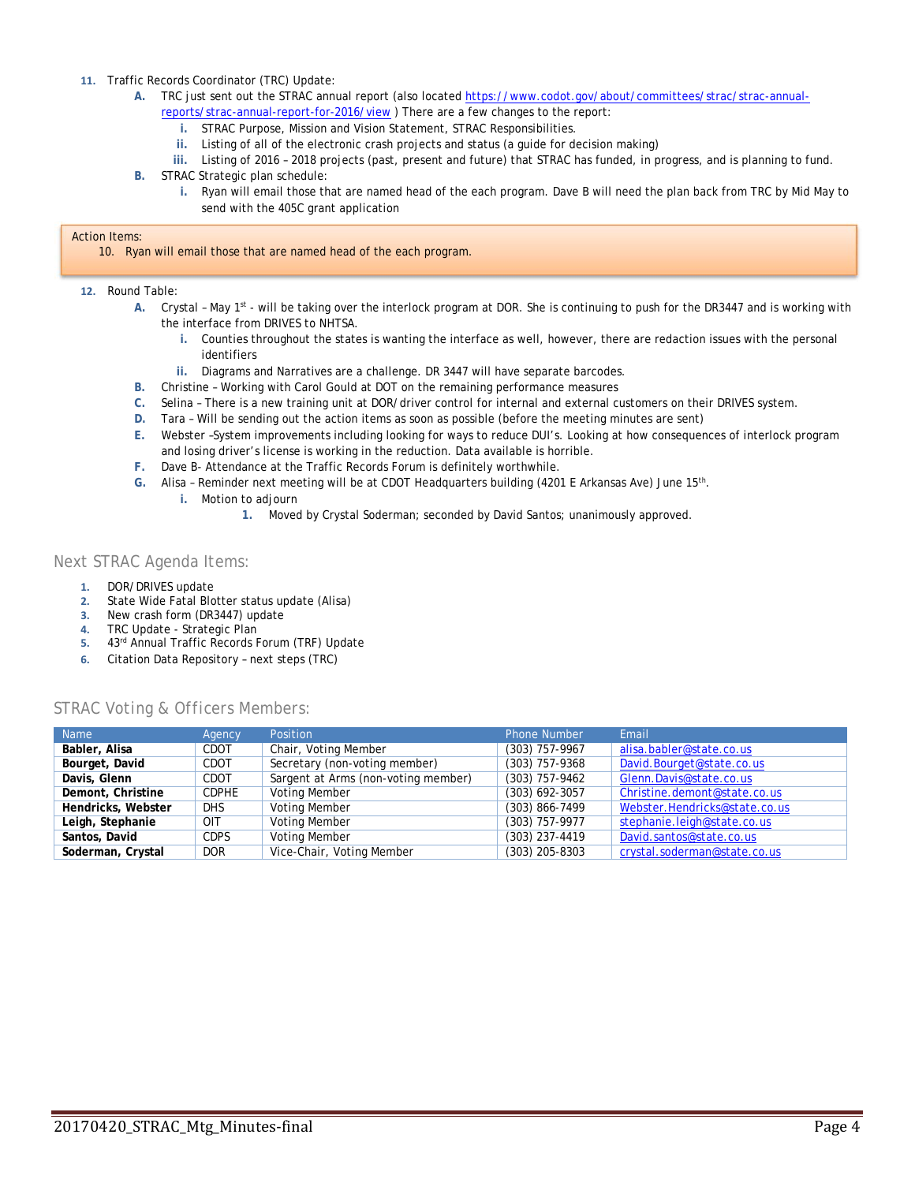11. Traffic Records Coordinator (TRC) Update:
    A. TRC just sent out the STRAC annual report (also located https://www.codot.gov/about/committees/strac/strac-annual-reports/strac-annual-report-for-2016/view ) There are a few changes to the report:
        i. STRAC Purpose, Mission and Vision Statement, STRAC Responsibilities.
        ii. Listing of all of the electronic crash projects and status (a guide for decision making)
        iii. Listing of 2016 – 2018 projects (past, present and future) that STRAC has funded, in progress, and is planning to fund.
    B. STRAC Strategic plan schedule:
        i. Ryan will email those that are named head of the each program. Dave B will need the plan back from TRC by Mid May to send with the 405C grant application

> Action Items:
> 10. Ryan will email those that are named head of the each program.

12. Round Table:
    A. Crystal – May 1st - will be taking over the interlock program at DOR. She is continuing to push for the DR3447 and is working with the interface from DRIVES to NHTSA.
        i. Counties throughout the states is wanting the interface as well, however, there are redaction issues with the personal identifiers
        ii. Diagrams and Narratives are a challenge. DR 3447 will have separate barcodes.
    B. Christine – Working with Carol Gould at DOT on the remaining performance measures
    C. Selina – There is a new training unit at DOR/driver control for internal and external customers on their DRIVES system.
    D. Tara – Will be sending out the action items as soon as possible (before the meeting minutes are sent)
    E. Webster –System improvements including looking for ways to reduce DUI's. Looking at how consequences of interlock program and losing driver's license is working in the reduction. Data available is horrible.
    F. Dave B- Attendance at the Traffic Records Forum is definitely worthwhile.
    G. Alisa – Reminder next meeting will be at CDOT Headquarters building (4201 E Arkansas Ave) June 15th.
        i. Motion to adjourn
            1. Moved by Crystal Soderman; seconded by David Santos; unanimously approved.

## Next STRAC Agenda Items:

1. DOR/DRIVES update
2. State Wide Fatal Blotter status update (Alisa)
3. New crash form (DR3447) update
4. TRC Update - Strategic Plan
5. 43rd Annual Traffic Records Forum (TRF) Update
6. Citation Data Repository – next steps (TRC)

## STRAC Voting & Officers Members:

| Name | Agency | Position | Phone Number | Email |
|---|---|---|---|---|
| **Babler, Alisa** | CDOT | Chair, Voting Member | (303) 757-9967 | alisa.babler@state.co.us |
| **Bourget, David** | CDOT | Secretary (non-voting member) | (303) 757-9368 | David.Bourget@state.co.us |
| **Davis, Glenn** | CDOT | Sargent at Arms (non-voting member) | (303) 757-9462 | Glenn.Davis@state.co.us |
| **Demont, Christine** | CDPHE | Voting Member | (303) 692-3057 | Christine.demont@state.co.us |
| **Hendricks, Webster** | DHS | Voting Member | (303) 866-7499 | Webster.Hendricks@state.co.us |
| **Leigh, Stephanie** | OIT | Voting Member | (303) 757-9977 | stephanie.leigh@state.co.us |
| **Santos, David** | CDPS | Voting Member | (303) 237-4419 | David.santos@state.co.us |
| **Soderman, Crystal** | DOR | Vice-Chair, Voting Member | (303) 205-8303 | crystal.soderman@state.co.us |